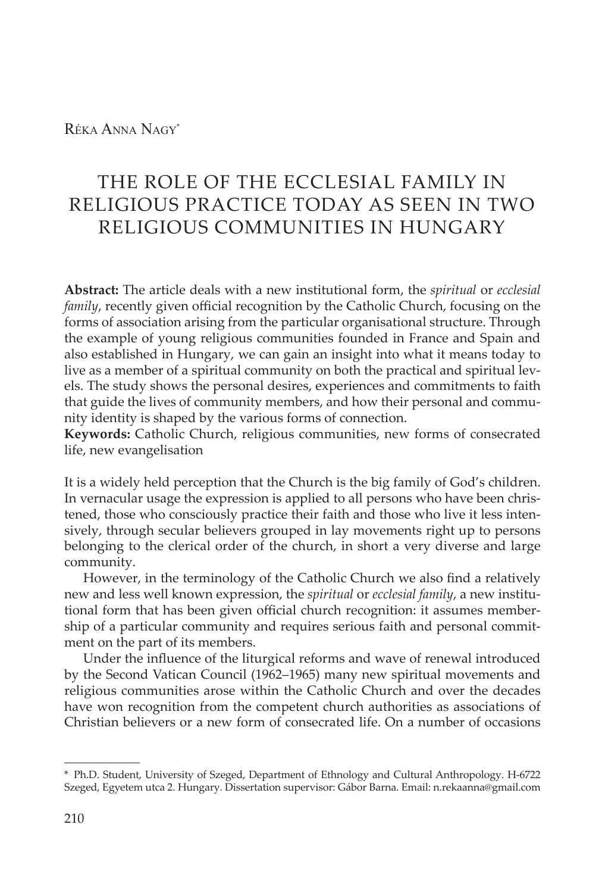Réka Anna Nagy[*]

# THE ROLE OF THE ECCLESIAL FAMILY IN RELIGIOUS PRACTICE TODAY AS SEEN IN TWO RELIGIOUS COMMUNITIES IN HUNGARY

**Abstract:** The article deals with a new institutional form, the *spiritual* or *ecclesial family*, recently given official recognition by the Catholic Church, focusing on the forms of association arising from the particular organisational structure. Through the example of young religious communities founded in France and Spain and also established in Hungary, we can gain an insight into what it means today to live as a member of a spiritual community on both the practical and spiritual levels. The study shows the personal desires, experiences and commitments to faith that guide the lives of community members, and how their personal and community identity is shaped by the various forms of connection.

**Keywords:** Catholic Church, religious communities, new forms of consecrated life, new evangelisation

It is a widely held perception that the Church is the big family of God's children. In vernacular usage the expression is applied to all persons who have been christened, those who consciously practice their faith and those who live it less intensively, through secular believers grouped in lay movements right up to persons belonging to the clerical order of the church, in short a very diverse and large community.

However, in the terminology of the Catholic Church we also find a relatively new and less well known expression, the *spiritual* or *ecclesial family*, a new institutional form that has been given official church recognition: it assumes membership of a particular community and requires serious faith and personal commitment on the part of its members.

Under the influence of the liturgical reforms and wave of renewal introduced by the Second Vatican Council (1962–1965) many new spiritual movements and religious communities arose within the Catholic Church and over the decades have won recognition from the competent church authorities as associations of Christian believers or a new form of consecrated life. On a number of occasions

---

[*] Ph.D. Student, University of Szeged, Department of Ethnology and Cultural Anthropology. H-6722 Szeged, Egyetem utca 2. Hungary. Dissertation supervisor: Gábor Barna. Email: n.rekaanna@gmail.com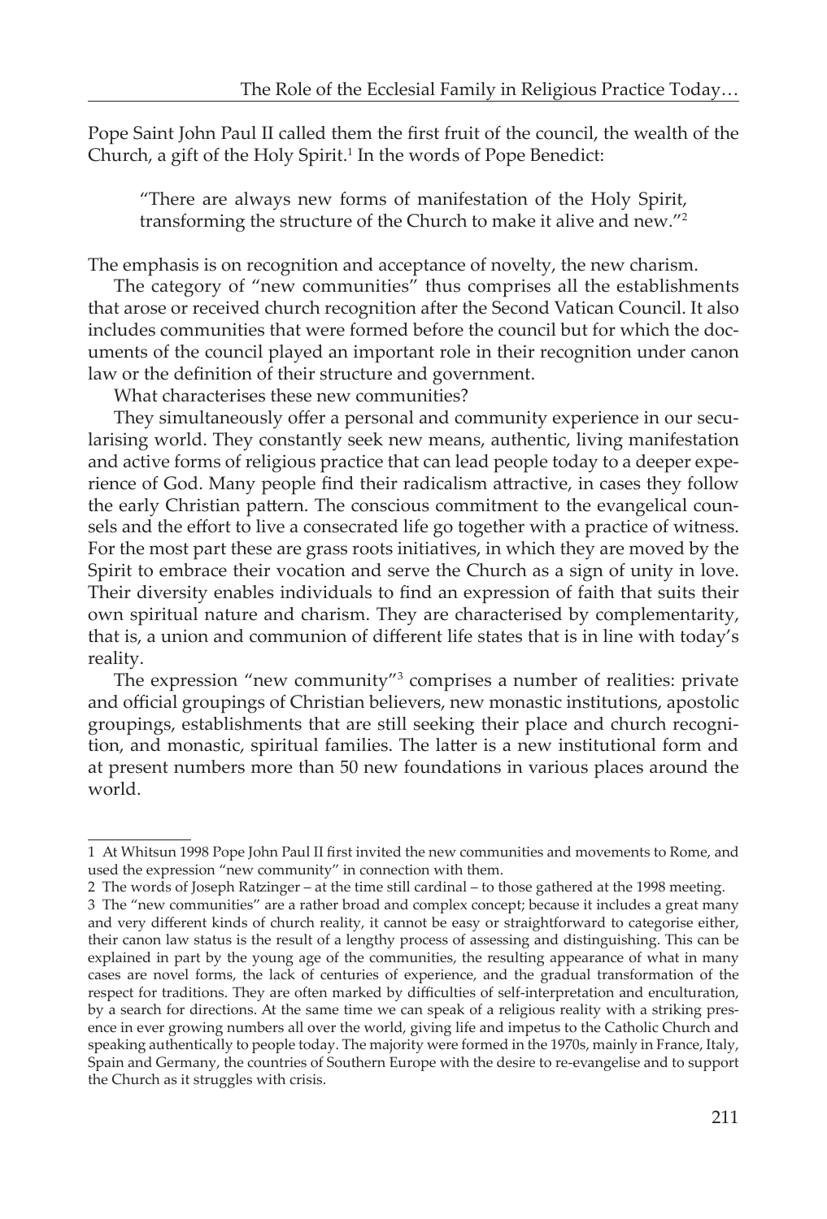Pope Saint John Paul II called them the first fruit of the council, the wealth of the Church, a gift of the Holy Spirit.[1] In the words of Pope Benedict:

> "There are always new forms of manifestation of the Holy Spirit, transforming the structure of the Church to make it alive and new."[2]

The emphasis is on recognition and acceptance of novelty, the new charism.

The category of "new communities" thus comprises all the establishments that arose or received church recognition after the Second Vatican Council. It also includes communities that were formed before the council but for which the documents of the council played an important role in their recognition under canon law or the definition of their structure and government.

What characterises these new communities?

They simultaneously offer a personal and community experience in our secularising world. They constantly seek new means, authentic, living manifestation and active forms of religious practice that can lead people today to a deeper experience of God. Many people find their radicalism attractive, in cases they follow the early Christian pattern. The conscious commitment to the evangelical counsels and the effort to live a consecrated life go together with a practice of witness. For the most part these are grass roots initiatives, in which they are moved by the Spirit to embrace their vocation and serve the Church as a sign of unity in love. Their diversity enables individuals to find an expression of faith that suits their own spiritual nature and charism. They are characterised by complementarity, that is, a union and communion of different life states that is in line with today's reality.

The expression "new community"[3] comprises a number of realities: private and official groupings of Christian believers, new monastic institutions, apostolic groupings, establishments that are still seeking their place and church recognition, and monastic, spiritual families. The latter is a new institutional form and at present numbers more than 50 new foundations in various places around the world.

---

1 At Whitsun 1998 Pope John Paul II first invited the new communities and movements to Rome, and used the expression "new community" in connection with them.

2 The words of Joseph Ratzinger – at the time still cardinal – to those gathered at the 1998 meeting.

3 The "new communities" are a rather broad and complex concept; because it includes a great many and very different kinds of church reality, it cannot be easy or straightforward to categorise either, their canon law status is the result of a lengthy process of assessing and distinguishing. This can be explained in part by the young age of the communities, the resulting appearance of what in many cases are novel forms, the lack of centuries of experience, and the gradual transformation of the respect for traditions. They are often marked by difficulties of self-interpretation and enculturation, by a search for directions. At the same time we can speak of a religious reality with a striking presence in ever growing numbers all over the world, giving life and impetus to the Catholic Church and speaking authentically to people today. The majority were formed in the 1970s, mainly in France, Italy, Spain and Germany, the countries of Southern Europe with the desire to re-evangelise and to support the Church as it struggles with crisis.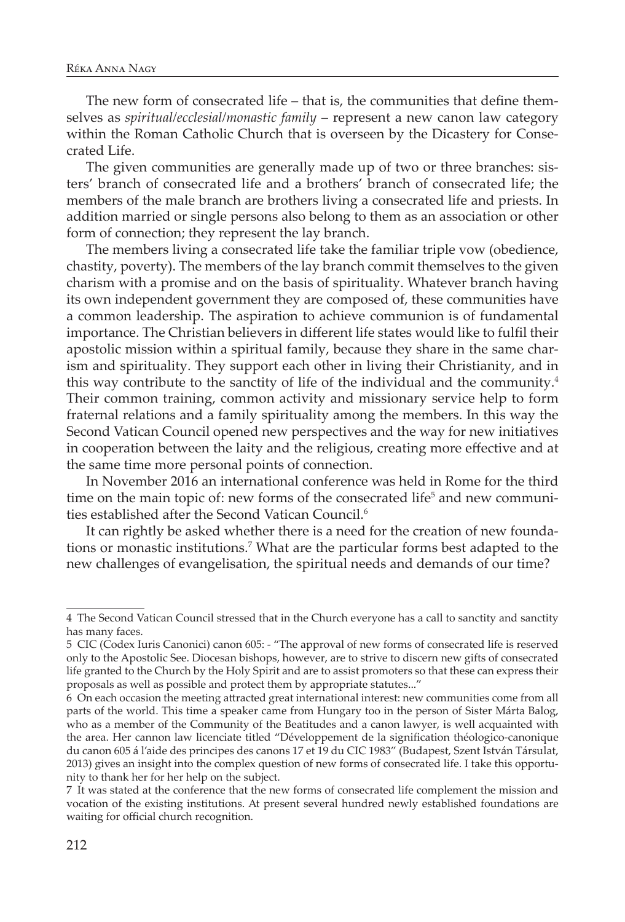The new form of consecrated life – that is, the communities that define themselves as *spiritual/ecclesial/monastic family* – represent a new canon law category within the Roman Catholic Church that is overseen by the Dicastery for Consecrated Life.

The given communities are generally made up of two or three branches: sisters' branch of consecrated life and a brothers' branch of consecrated life; the members of the male branch are brothers living a consecrated life and priests. In addition married or single persons also belong to them as an association or other form of connection; they represent the lay branch.

The members living a consecrated life take the familiar triple vow (obedience, chastity, poverty). The members of the lay branch commit themselves to the given charism with a promise and on the basis of spirituality. Whatever branch having its own independent government they are composed of, these communities have a common leadership. The aspiration to achieve communion is of fundamental importance. The Christian believers in different life states would like to fulfil their apostolic mission within a spiritual family, because they share in the same charism and spirituality. They support each other in living their Christianity, and in this way contribute to the sanctity of life of the individual and the community.[4] Their common training, common activity and missionary service help to form fraternal relations and a family spirituality among the members. In this way the Second Vatican Council opened new perspectives and the way for new initiatives in cooperation between the laity and the religious, creating more effective and at the same time more personal points of connection.

In November 2016 an international conference was held in Rome for the third time on the main topic of: new forms of the consecrated life[5] and new communities established after the Second Vatican Council.[6]

It can rightly be asked whether there is a need for the creation of new foundations or monastic institutions.[7] What are the particular forms best adapted to the new challenges of evangelisation, the spiritual needs and demands of our time?

---

4 The Second Vatican Council stressed that in the Church everyone has a call to sanctity and sanctity has many faces.

5 CIC (Codex Iuris Canonici) canon 605: - "The approval of new forms of consecrated life is reserved only to the Apostolic See. Diocesan bishops, however, are to strive to discern new gifts of consecrated life granted to the Church by the Holy Spirit and are to assist promoters so that these can express their proposals as well as possible and protect them by appropriate statutes..."

6 On each occasion the meeting attracted great international interest: new communities come from all parts of the world. This time a speaker came from Hungary too in the person of Sister Márta Balog, who as a member of the Community of the Beatitudes and a canon lawyer, is well acquainted with the area. Her cannon law licenciate titled "Développement de la signification théologico-canonique du canon 605 á l'aide des principes des canons 17 et 19 du CIC 1983" (Budapest, Szent István Társulat, 2013) gives an insight into the complex question of new forms of consecrated life. I take this opportunity to thank her for her help on the subject.

7 It was stated at the conference that the new forms of consecrated life complement the mission and vocation of the existing institutions. At present several hundred newly established foundations are waiting for official church recognition.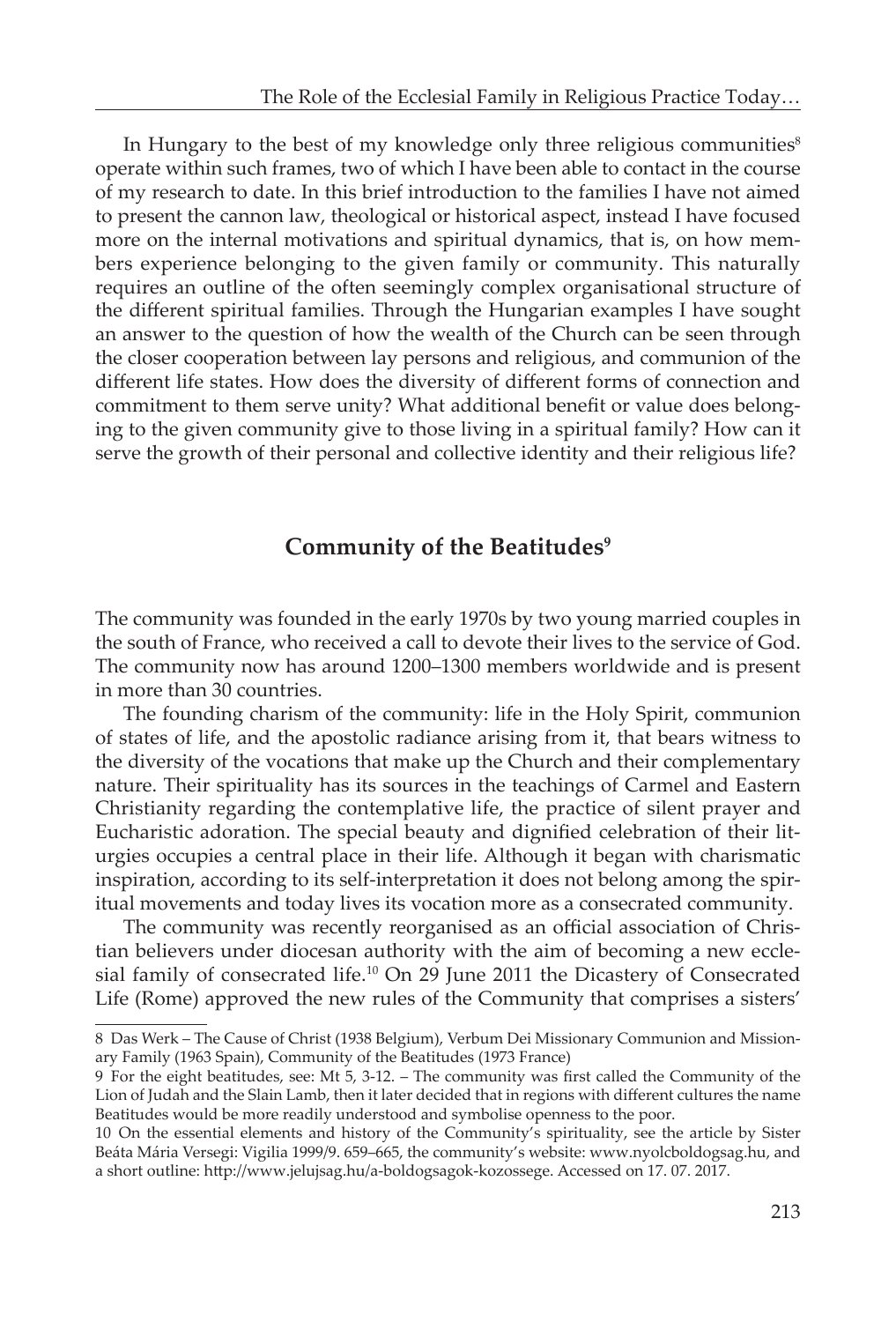In Hungary to the best of my knowledge only three religious communities[8] operate within such frames, two of which I have been able to contact in the course of my research to date. In this brief introduction to the families I have not aimed to present the cannon law, theological or historical aspect, instead I have focused more on the internal motivations and spiritual dynamics, that is, on how members experience belonging to the given family or community. This naturally requires an outline of the often seemingly complex organisational structure of the different spiritual families. Through the Hungarian examples I have sought an answer to the question of how the wealth of the Church can be seen through the closer cooperation between lay persons and religious, and communion of the different life states. How does the diversity of different forms of connection and commitment to them serve unity? What additional benefit or value does belonging to the given community give to those living in a spiritual family? How can it serve the growth of their personal and collective identity and their religious life?

## Community of the Beatitudes[9]

The community was founded in the early 1970s by two young married couples in the south of France, who received a call to devote their lives to the service of God. The community now has around 1200–1300 members worldwide and is present in more than 30 countries.

The founding charism of the community: life in the Holy Spirit, communion of states of life, and the apostolic radiance arising from it, that bears witness to the diversity of the vocations that make up the Church and their complementary nature. Their spirituality has its sources in the teachings of Carmel and Eastern Christianity regarding the contemplative life, the practice of silent prayer and Eucharistic adoration. The special beauty and dignified celebration of their liturgies occupies a central place in their life. Although it began with charismatic inspiration, according to its self-interpretation it does not belong among the spiritual movements and today lives its vocation more as a consecrated community.

The community was recently reorganised as an official association of Christian believers under diocesan authority with the aim of becoming a new ecclesial family of consecrated life.[10] On 29 June 2011 the Dicastery of Consecrated Life (Rome) approved the new rules of the Community that comprises a sisters'

---

8 Das Werk – The Cause of Christ (1938 Belgium), Verbum Dei Missionary Communion and Missionary Family (1963 Spain), Community of the Beatitudes (1973 France)

9 For the eight beatitudes, see: Mt 5, 3-12. – The community was first called the Community of the Lion of Judah and the Slain Lamb, then it later decided that in regions with different cultures the name Beatitudes would be more readily understood and symbolise openness to the poor.

10 On the essential elements and history of the Community's spirituality, see the article by Sister Beáta Mária Versegi: Vigilia 1999/9. 659–665, the community's website: www.nyolcboldogsag.hu, and a short outline: http://www.jelujsag.hu/a-boldogsagok-kozossege. Accessed on 17. 07. 2017.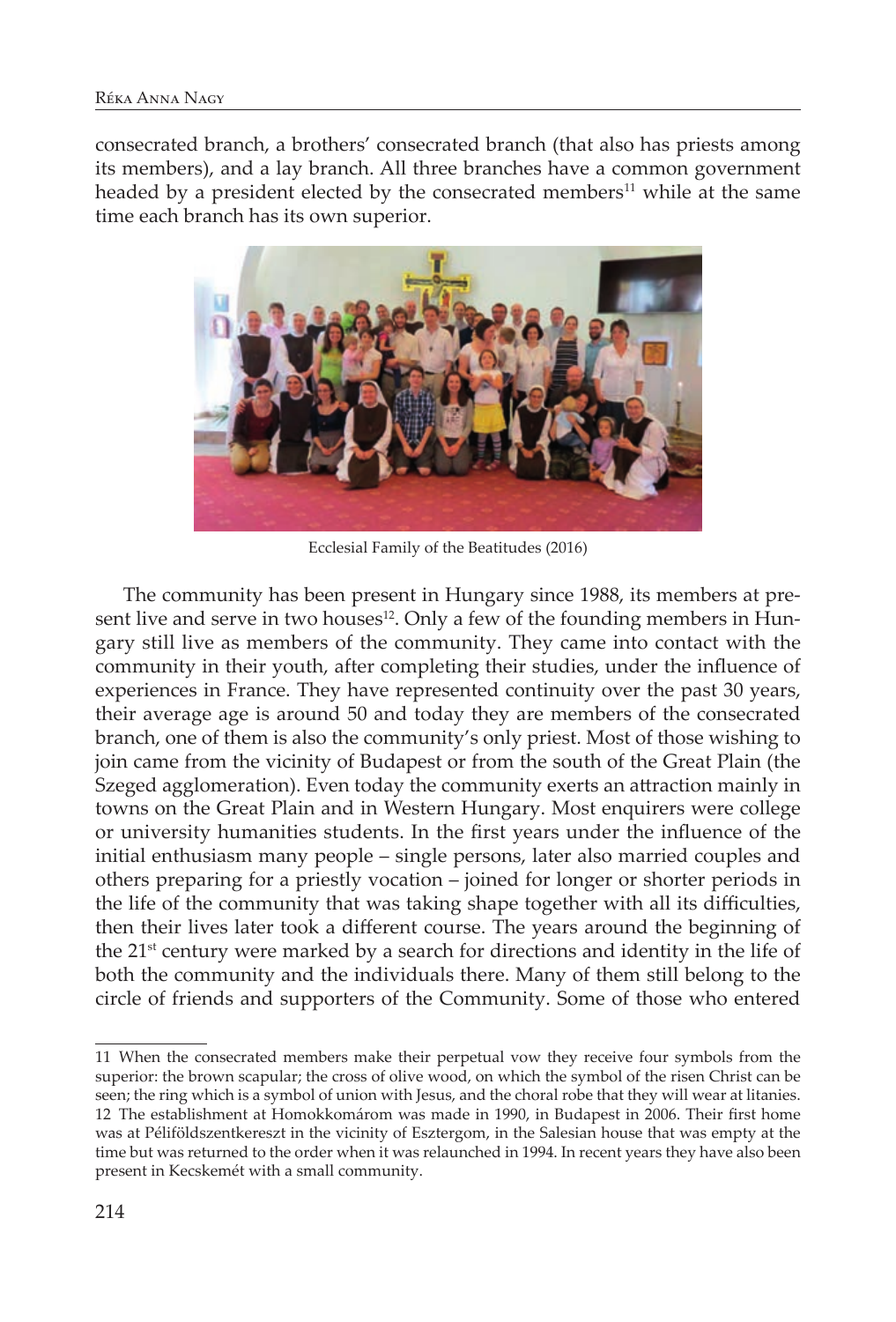consecrated branch, a brothers' consecrated branch (that also has priests among its members), and a lay branch. All three branches have a common government headed by a president elected by the consecrated members[11] while at the same time each branch has its own superior.

Ecclesial Family of the Beatitudes (2016)

The community has been present in Hungary since 1988, its members at present live and serve in two houses[12]. Only a few of the founding members in Hungary still live as members of the community. They came into contact with the community in their youth, after completing their studies, under the influence of experiences in France. They have represented continuity over the past 30 years, their average age is around 50 and today they are members of the consecrated branch, one of them is also the community's only priest. Most of those wishing to join came from the vicinity of Budapest or from the south of the Great Plain (the Szeged agglomeration). Even today the community exerts an attraction mainly in towns on the Great Plain and in Western Hungary. Most enquirers were college or university humanities students. In the first years under the influence of the initial enthusiasm many people – single persons, later also married couples and others preparing for a priestly vocation – joined for longer or shorter periods in the life of the community that was taking shape together with all its difficulties, then their lives later took a different course. The years around the beginning of the 21st century were marked by a search for directions and identity in the life of both the community and the individuals there. Many of them still belong to the circle of friends and supporters of the Community. Some of those who entered

---

11 When the consecrated members make their perpetual vow they receive four symbols from the superior: the brown scapular; the cross of olive wood, on which the symbol of the risen Christ can be seen; the ring which is a symbol of union with Jesus, and the choral robe that they will wear at litanies.

12 The establishment at Homokkomárom was made in 1990, in Budapest in 2006. Their first home was at Péliföldszentkereszt in the vicinity of Esztergom, in the Salesian house that was empty at the time but was returned to the order when it was relaunched in 1994. In recent years they have also been present in Kecskemét with a small community.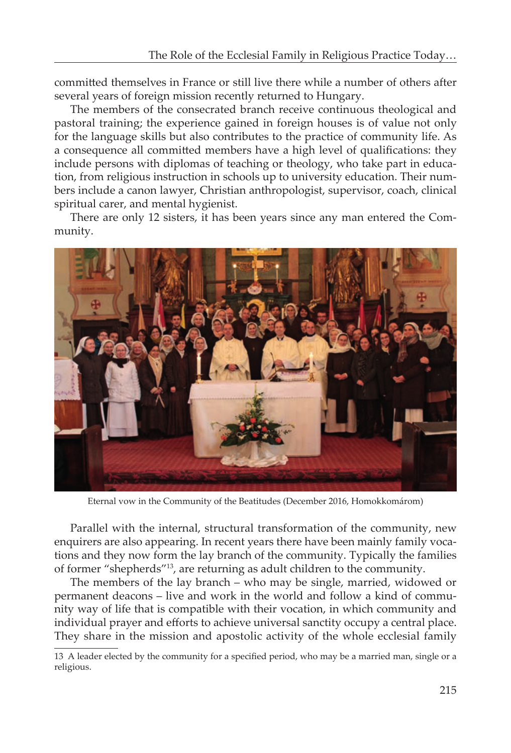committed themselves in France or still live there while a number of others after several years of foreign mission recently returned to Hungary.

The members of the consecrated branch receive continuous theological and pastoral training; the experience gained in foreign houses is of value not only for the language skills but also contributes to the practice of community life. As a consequence all committed members have a high level of qualifications: they include persons with diplomas of teaching or theology, who take part in education, from religious instruction in schools up to university education. Their numbers include a canon lawyer, Christian anthropologist, supervisor, coach, clinical spiritual carer, and mental hygienist.

There are only 12 sisters, it has been years since any man entered the Community.

Eternal vow in the Community of the Beatitudes (December 2016, Homokkomárom)

Parallel with the internal, structural transformation of the community, new enquirers are also appearing. In recent years there have been mainly family vocations and they now form the lay branch of the community. Typically the families of former "shepherds"[13], are returning as adult children to the community.

The members of the lay branch – who may be single, married, widowed or permanent deacons – live and work in the world and follow a kind of community way of life that is compatible with their vocation, in which community and individual prayer and efforts to achieve universal sanctity occupy a central place. They share in the mission and apostolic activity of the whole ecclesial family

13 A leader elected by the community for a specified period, who may be a married man, single or a religious.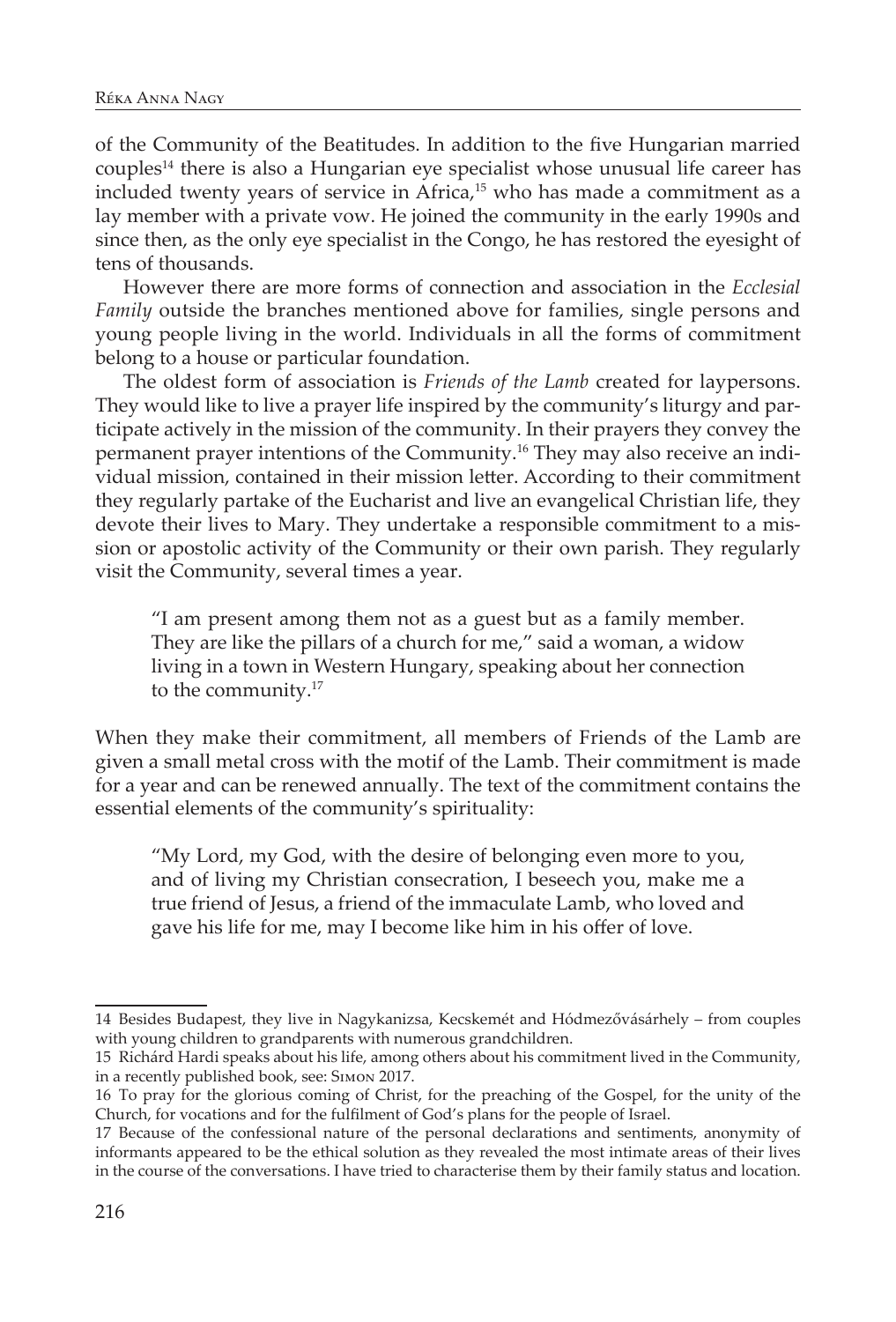of the Community of the Beatitudes. In addition to the five Hungarian married couples[14] there is also a Hungarian eye specialist whose unusual life career has included twenty years of service in Africa,[15] who has made a commitment as a lay member with a private vow. He joined the community in the early 1990s and since then, as the only eye specialist in the Congo, he has restored the eyesight of tens of thousands.

However there are more forms of connection and association in the *Ecclesial Family* outside the branches mentioned above for families, single persons and young people living in the world. Individuals in all the forms of commitment belong to a house or particular foundation.

The oldest form of association is *Friends of the Lamb* created for laypersons. They would like to live a prayer life inspired by the community's liturgy and participate actively in the mission of the community. In their prayers they convey the permanent prayer intentions of the Community.[16] They may also receive an individual mission, contained in their mission letter. According to their commitment they regularly partake of the Eucharist and live an evangelical Christian life, they devote their lives to Mary. They undertake a responsible commitment to a mission or apostolic activity of the Community or their own parish. They regularly visit the Community, several times a year.

> "I am present among them not as a guest but as a family member. They are like the pillars of a church for me," said a woman, a widow living in a town in Western Hungary, speaking about her connection to the community.[17]

When they make their commitment, all members of Friends of the Lamb are given a small metal cross with the motif of the Lamb. Their commitment is made for a year and can be renewed annually. The text of the commitment contains the essential elements of the community's spirituality:

> "My Lord, my God, with the desire of belonging even more to you, and of living my Christian consecration, I beseech you, make me a true friend of Jesus, a friend of the immaculate Lamb, who loved and gave his life for me, may I become like him in his offer of love.

---

14 Besides Budapest, they live in Nagykanizsa, Kecskemét and Hódmezővásárhely – from couples with young children to grandparents with numerous grandchildren.

15 Richárd Hardi speaks about his life, among others about his commitment lived in the Community, in a recently published book, see: Simon 2017.

16 To pray for the glorious coming of Christ, for the preaching of the Gospel, for the unity of the Church, for vocations and for the fulfilment of God's plans for the people of Israel.

17 Because of the confessional nature of the personal declarations and sentiments, anonymity of informants appeared to be the ethical solution as they revealed the most intimate areas of their lives in the course of the conversations. I have tried to characterise them by their family status and location.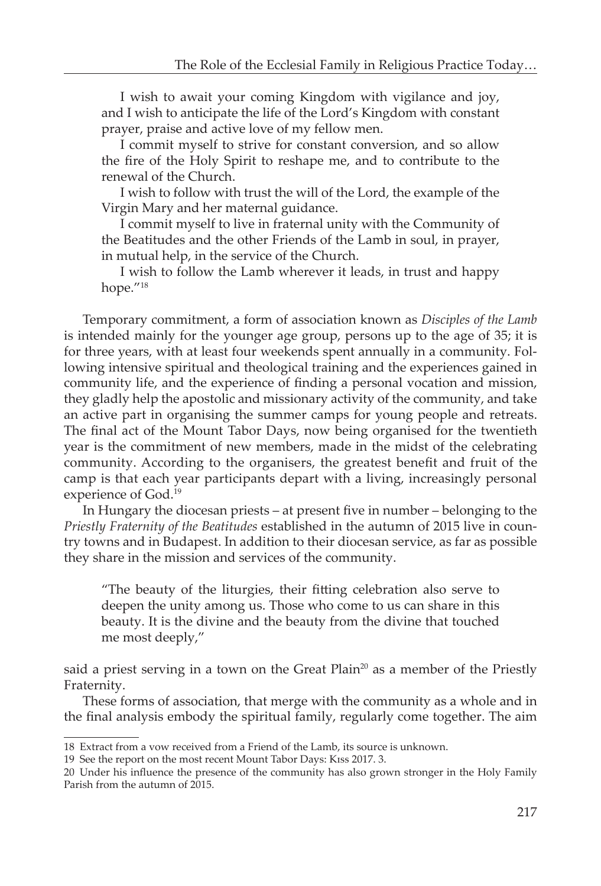I wish to await your coming Kingdom with vigilance and joy, and I wish to anticipate the life of the Lord's Kingdom with constant prayer, praise and active love of my fellow men.

I commit myself to strive for constant conversion, and so allow the fire of the Holy Spirit to reshape me, and to contribute to the renewal of the Church.

I wish to follow with trust the will of the Lord, the example of the Virgin Mary and her maternal guidance.

I commit myself to live in fraternal unity with the Community of the Beatitudes and the other Friends of the Lamb in soul, in prayer, in mutual help, in the service of the Church.

I wish to follow the Lamb wherever it leads, in trust and happy hope."[18]

Temporary commitment, a form of association known as *Disciples of the Lamb* is intended mainly for the younger age group, persons up to the age of 35; it is for three years, with at least four weekends spent annually in a community. Following intensive spiritual and theological training and the experiences gained in community life, and the experience of finding a personal vocation and mission, they gladly help the apostolic and missionary activity of the community, and take an active part in organising the summer camps for young people and retreats. The final act of the Mount Tabor Days, now being organised for the twentieth year is the commitment of new members, made in the midst of the celebrating community. According to the organisers, the greatest benefit and fruit of the camp is that each year participants depart with a living, increasingly personal experience of God.[19]

In Hungary the diocesan priests – at present five in number – belonging to the *Priestly Fraternity of the Beatitudes* established in the autumn of 2015 live in country towns and in Budapest. In addition to their diocesan service, as far as possible they share in the mission and services of the community.

> "The beauty of the liturgies, their fitting celebration also serve to deepen the unity among us. Those who come to us can share in this beauty. It is the divine and the beauty from the divine that touched me most deeply,"

said a priest serving in a town on the Great Plain[20] as a member of the Priestly Fraternity.

These forms of association, that merge with the community as a whole and in the final analysis embody the spiritual family, regularly come together. The aim

---

18 Extract from a vow received from a Friend of the Lamb, its source is unknown.

19 See the report on the most recent Mount Tabor Days: Kiss 2017. 3.

20 Under his influence the presence of the community has also grown stronger in the Holy Family Parish from the autumn of 2015.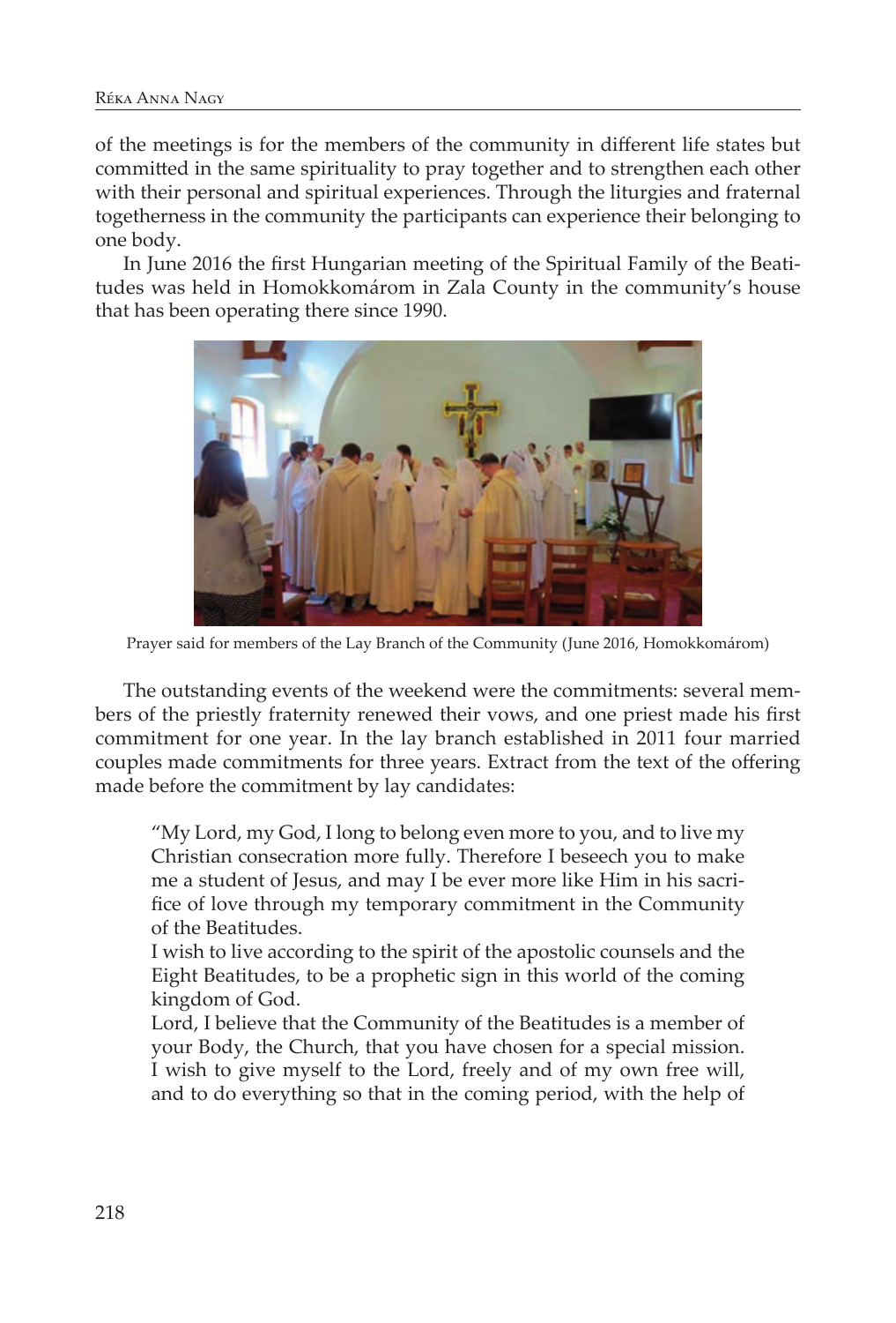of the meetings is for the members of the community in different life states but committed in the same spirituality to pray together and to strengthen each other with their personal and spiritual experiences. Through the liturgies and fraternal togetherness in the community the participants can experience their belonging to one body.

In June 2016 the first Hungarian meeting of the Spiritual Family of the Beatitudes was held in Homokkomárom in Zala County in the community's house that has been operating there since 1990.

Prayer said for members of the Lay Branch of the Community (June 2016, Homokkomárom)

The outstanding events of the weekend were the commitments: several members of the priestly fraternity renewed their vows, and one priest made his first commitment for one year. In the lay branch established in 2011 four married couples made commitments for three years. Extract from the text of the offering made before the commitment by lay candidates:

> "My Lord, my God, I long to belong even more to you, and to live my Christian consecration more fully. Therefore I beseech you to make me a student of Jesus, and may I be ever more like Him in his sacrifice of love through my temporary commitment in the Community of the Beatitudes.
>
> I wish to live according to the spirit of the apostolic counsels and the Eight Beatitudes, to be a prophetic sign in this world of the coming kingdom of God.
>
> Lord, I believe that the Community of the Beatitudes is a member of your Body, the Church, that you have chosen for a special mission. I wish to give myself to the Lord, freely and of my own free will, and to do everything so that in the coming period, with the help of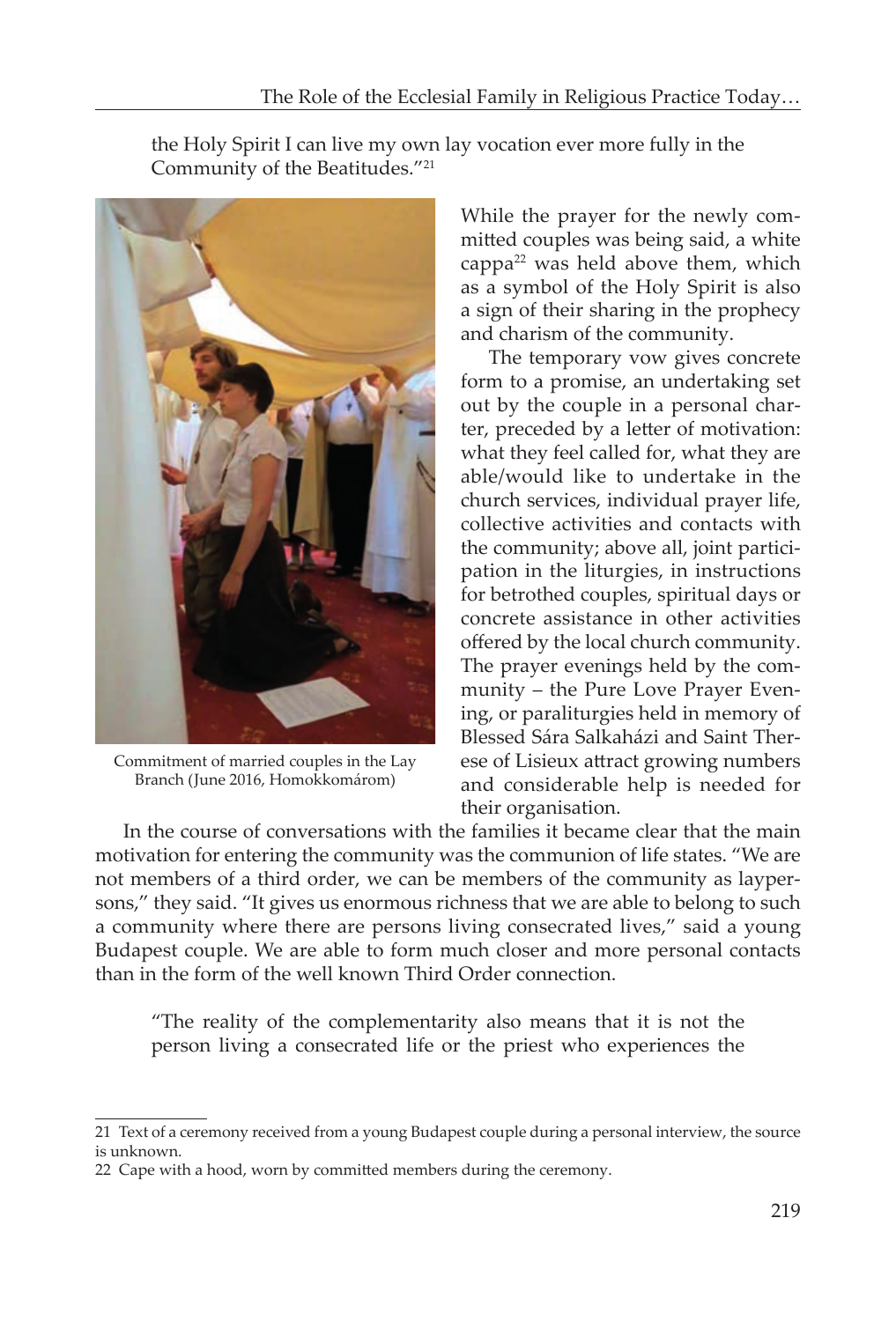the Holy Spirit I can live my own lay vocation ever more fully in the Community of the Beatitudes."[21]

Commitment of married couples in the Lay Branch (June 2016, Homokkomárom)

While the prayer for the newly committed couples was being said, a white cappa[22] was held above them, which as a symbol of the Holy Spirit is also a sign of their sharing in the prophecy and charism of the community.

The temporary vow gives concrete form to a promise, an undertaking set out by the couple in a personal charter, preceded by a letter of motivation: what they feel called for, what they are able/would like to undertake in the church services, individual prayer life, collective activities and contacts with the community; above all, joint participation in the liturgies, in instructions for betrothed couples, spiritual days or concrete assistance in other activities offered by the local church community. The prayer evenings held by the community – the Pure Love Prayer Evening, or paraliturgies held in memory of Blessed Sára Salkaházi and Saint Therese of Lisieux attract growing numbers and considerable help is needed for their organisation.

In the course of conversations with the families it became clear that the main motivation for entering the community was the communion of life states. "We are not members of a third order, we can be members of the community as laypersons," they said. "It gives us enormous richness that we are able to belong to such a community where there are persons living consecrated lives," said a young Budapest couple. We are able to form much closer and more personal contacts than in the form of the well known Third Order connection.

> "The reality of the complementarity also means that it is not the person living a consecrated life or the priest who experiences the

---

21 Text of a ceremony received from a young Budapest couple during a personal interview, the source is unknown.

22 Cape with a hood, worn by committed members during the ceremony.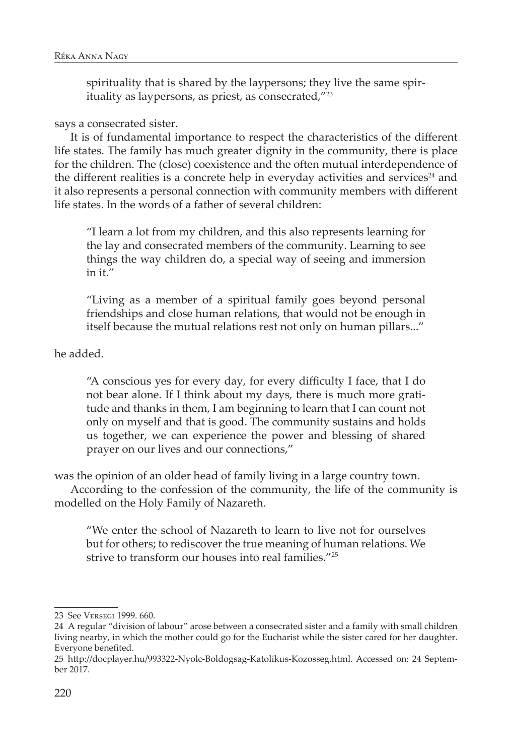> spirituality that is shared by the laypersons; they live the same spirituality as laypersons, as priest, as consecrated,"[23]

says a consecrated sister.

It is of fundamental importance to respect the characteristics of the different life states. The family has much greater dignity in the community, there is place for the children. The (close) coexistence and the often mutual interdependence of the different realities is a concrete help in everyday activities and services[24] and it also represents a personal connection with community members with different life states. In the words of a father of several children:

> "I learn a lot from my children, and this also represents learning for the lay and consecrated members of the community. Learning to see things the way children do, a special way of seeing and immersion in it."

> "Living as a member of a spiritual family goes beyond personal friendships and close human relations, that would not be enough in itself because the mutual relations rest not only on human pillars..."

he added.

> "A conscious yes for every day, for every difficulty I face, that I do not bear alone. If I think about my days, there is much more gratitude and thanks in them, I am beginning to learn that I can count not only on myself and that is good. The community sustains and holds us together, we can experience the power and blessing of shared prayer on our lives and our connections,"

was the opinion of an older head of family living in a large country town.

According to the confession of the community, the life of the community is modelled on the Holy Family of Nazareth.

> "We enter the school of Nazareth to learn to live not for ourselves but for others; to rediscover the true meaning of human relations. We strive to transform our houses into real families."[25]

---

23 See Versegi 1999. 660.

24 A regular "division of labour" arose between a consecrated sister and a family with small children living nearby, in which the mother could go for the Eucharist while the sister cared for her daughter. Everyone benefited.

25 http://docplayer.hu/993322-Nyolc-Boldogsag-Katolikus-Kozosseg.html. Accessed on: 24 September 2017.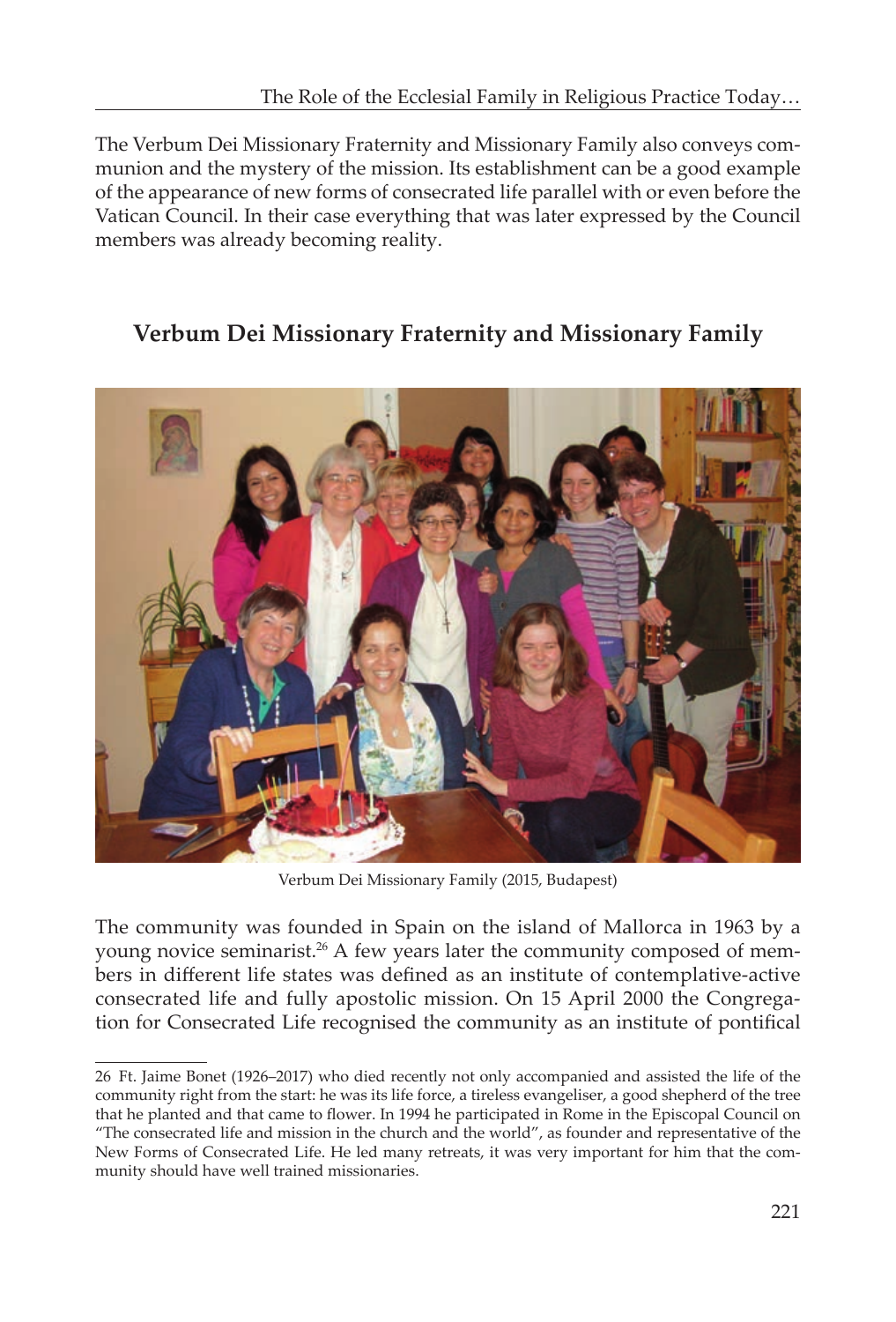The Verbum Dei Missionary Fraternity and Missionary Family also conveys communion and the mystery of the mission. Its establishment can be a good example of the appearance of new forms of consecrated life parallel with or even before the Vatican Council. In their case everything that was later expressed by the Council members was already becoming reality.

## Verbum Dei Missionary Fraternity and Missionary Family

Verbum Dei Missionary Family (2015, Budapest)

The community was founded in Spain on the island of Mallorca in 1963 by a young novice seminarist.[26] A few years later the community composed of members in different life states was defined as an institute of contemplative-active consecrated life and fully apostolic mission. On 15 April 2000 the Congregation for Consecrated Life recognised the community as an institute of pontifical

26 Ft. Jaime Bonet (1926–2017) who died recently not only accompanied and assisted the life of the community right from the start: he was its life force, a tireless evangeliser, a good shepherd of the tree that he planted and that came to flower. In 1994 he participated in Rome in the Episcopal Council on "The consecrated life and mission in the church and the world", as founder and representative of the New Forms of Consecrated Life. He led many retreats, it was very important for him that the community should have well trained missionaries.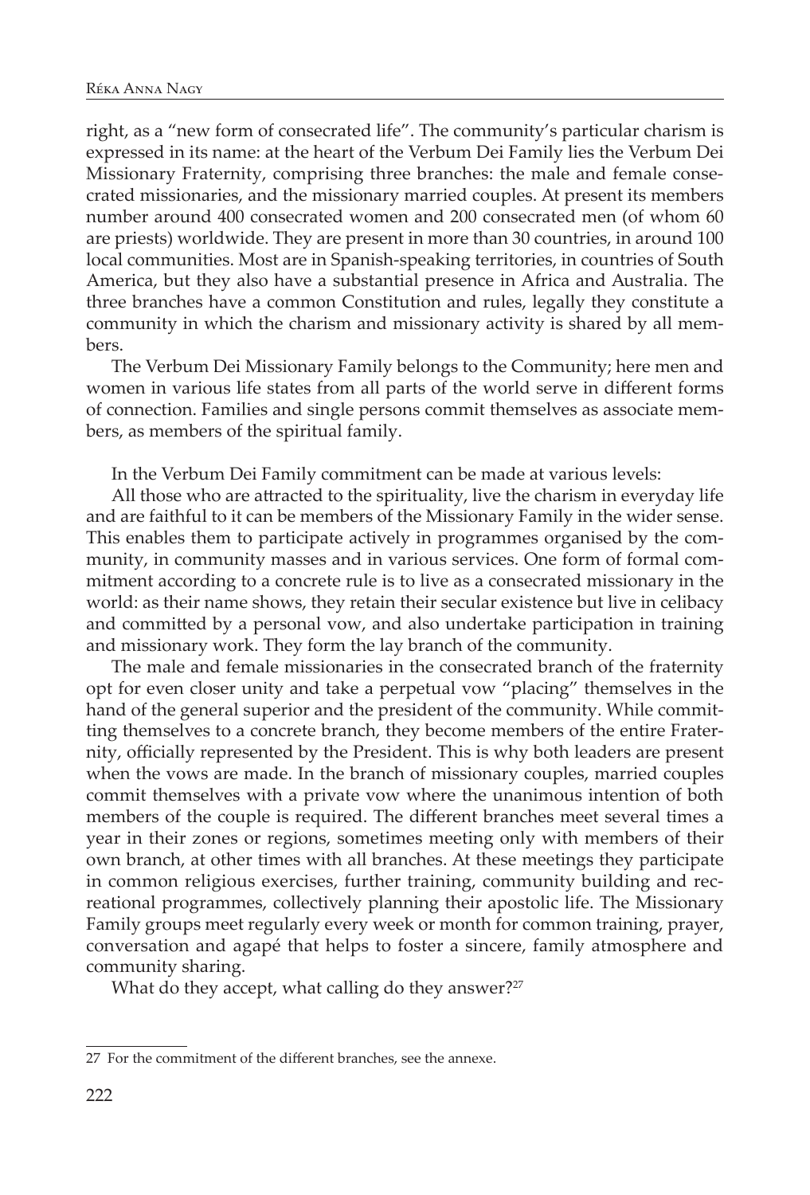right, as a "new form of consecrated life". The community's particular charism is expressed in its name: at the heart of the Verbum Dei Family lies the Verbum Dei Missionary Fraternity, comprising three branches: the male and female consecrated missionaries, and the missionary married couples. At present its members number around 400 consecrated women and 200 consecrated men (of whom 60 are priests) worldwide. They are present in more than 30 countries, in around 100 local communities. Most are in Spanish-speaking territories, in countries of South America, but they also have a substantial presence in Africa and Australia. The three branches have a common Constitution and rules, legally they constitute a community in which the charism and missionary activity is shared by all members.

The Verbum Dei Missionary Family belongs to the Community; here men and women in various life states from all parts of the world serve in different forms of connection. Families and single persons commit themselves as associate members, as members of the spiritual family.

In the Verbum Dei Family commitment can be made at various levels:

All those who are attracted to the spirituality, live the charism in everyday life and are faithful to it can be members of the Missionary Family in the wider sense. This enables them to participate actively in programmes organised by the community, in community masses and in various services. One form of formal commitment according to a concrete rule is to live as a consecrated missionary in the world: as their name shows, they retain their secular existence but live in celibacy and committed by a personal vow, and also undertake participation in training and missionary work. They form the lay branch of the community.

The male and female missionaries in the consecrated branch of the fraternity opt for even closer unity and take a perpetual vow "placing" themselves in the hand of the general superior and the president of the community. While committing themselves to a concrete branch, they become members of the entire Fraternity, officially represented by the President. This is why both leaders are present when the vows are made. In the branch of missionary couples, married couples commit themselves with a private vow where the unanimous intention of both members of the couple is required. The different branches meet several times a year in their zones or regions, sometimes meeting only with members of their own branch, at other times with all branches. At these meetings they participate in common religious exercises, further training, community building and recreational programmes, collectively planning their apostolic life. The Missionary Family groups meet regularly every week or month for common training, prayer, conversation and agapé that helps to foster a sincere, family atmosphere and community sharing.

What do they accept, what calling do they answer?[27]

---

27 For the commitment of the different branches, see the annexe.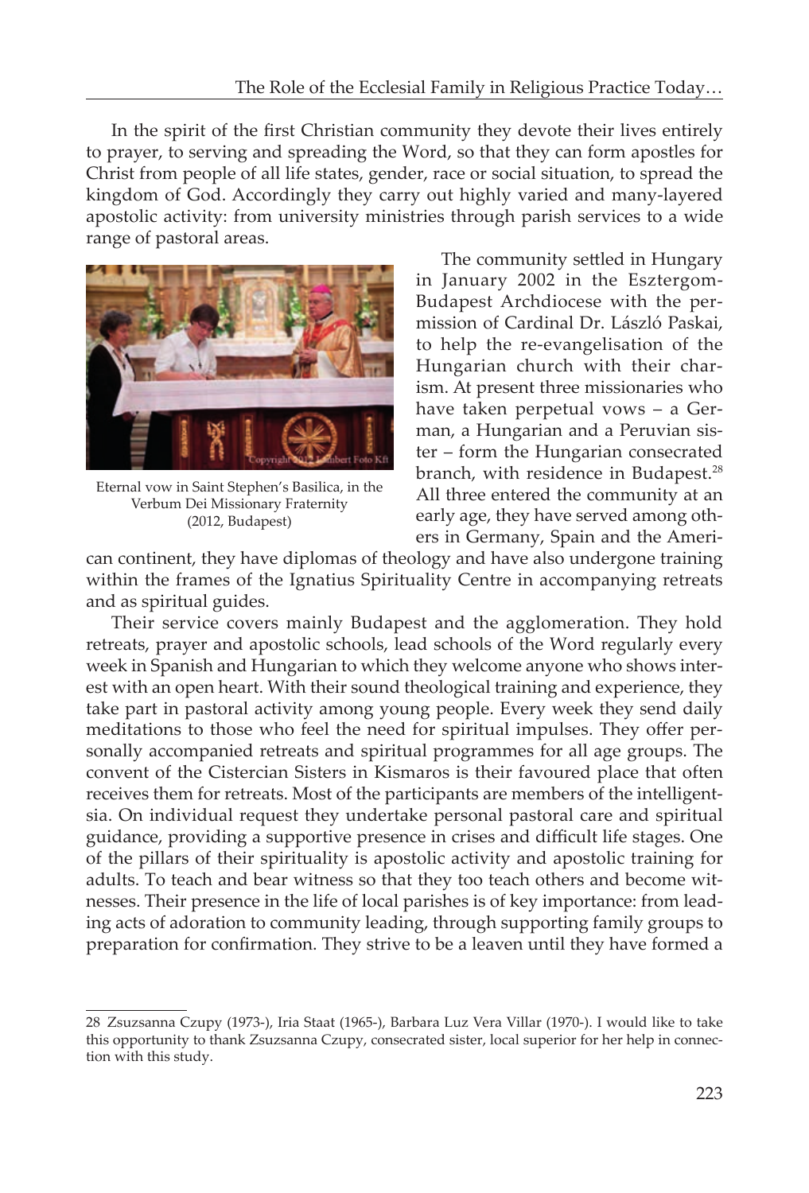In the spirit of the first Christian community they devote their lives entirely to prayer, to serving and spreading the Word, so that they can form apostles for Christ from people of all life states, gender, race or social situation, to spread the kingdom of God. Accordingly they carry out highly varied and many-layered apostolic activity: from university ministries through parish services to a wide range of pastoral areas.

Eternal vow in Saint Stephen's Basilica, in the Verbum Dei Missionary Fraternity (2012, Budapest)

The community settled in Hungary in January 2002 in the Esztergom-Budapest Archdiocese with the permission of Cardinal Dr. László Paskai, to help the re-evangelisation of the Hungarian church with their charism. At present three missionaries who have taken perpetual vows – a German, a Hungarian and a Peruvian sister – form the Hungarian consecrated branch, with residence in Budapest.[28] All three entered the community at an early age, they have served among others in Germany, Spain and the American continent, they have diplomas of theology and have also undergone training within the frames of the Ignatius Spirituality Centre in accompanying retreats and as spiritual guides.

Their service covers mainly Budapest and the agglomeration. They hold retreats, prayer and apostolic schools, lead schools of the Word regularly every week in Spanish and Hungarian to which they welcome anyone who shows interest with an open heart. With their sound theological training and experience, they take part in pastoral activity among young people. Every week they send daily meditations to those who feel the need for spiritual impulses. They offer personally accompanied retreats and spiritual programmes for all age groups. The convent of the Cistercian Sisters in Kismaros is their favoured place that often receives them for retreats. Most of the participants are members of the intelligentsia. On individual request they undertake personal pastoral care and spiritual guidance, providing a supportive presence in crises and difficult life stages. One of the pillars of their spirituality is apostolic activity and apostolic training for adults. To teach and bear witness so that they too teach others and become witnesses. Their presence in the life of local parishes is of key importance: from leading acts of adoration to community leading, through supporting family groups to preparation for confirmation. They strive to be a leaven until they have formed a

28 Zsuzsanna Czupy (1973-), Iria Staat (1965-), Barbara Luz Vera Villar (1970-). I would like to take this opportunity to thank Zsuzsanna Czupy, consecrated sister, local superior for her help in connection with this study.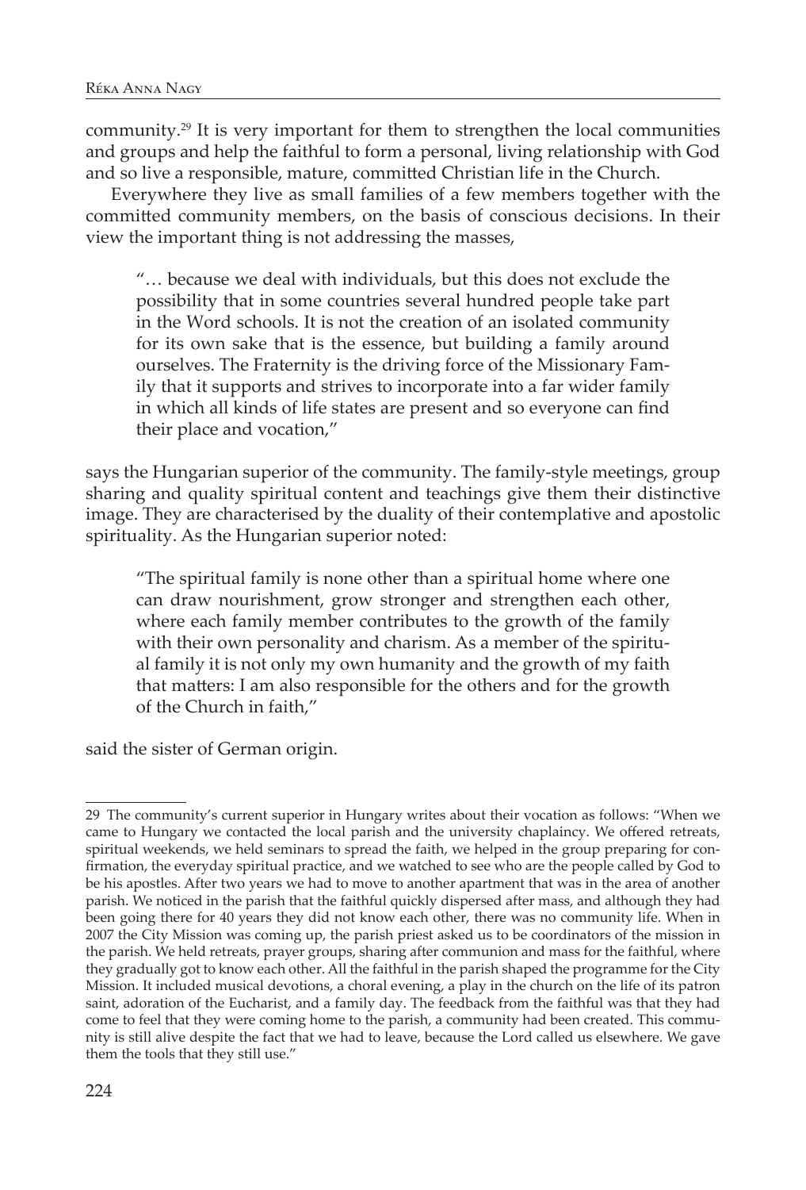community.[29] It is very important for them to strengthen the local communities and groups and help the faithful to form a personal, living relationship with God and so live a responsible, mature, committed Christian life in the Church.

Everywhere they live as small families of a few members together with the committed community members, on the basis of conscious decisions. In their view the important thing is not addressing the masses,

> "… because we deal with individuals, but this does not exclude the possibility that in some countries several hundred people take part in the Word schools. It is not the creation of an isolated community for its own sake that is the essence, but building a family around ourselves. The Fraternity is the driving force of the Missionary Family that it supports and strives to incorporate into a far wider family in which all kinds of life states are present and so everyone can find their place and vocation,"

says the Hungarian superior of the community. The family-style meetings, group sharing and quality spiritual content and teachings give them their distinctive image. They are characterised by the duality of their contemplative and apostolic spirituality. As the Hungarian superior noted:

> "The spiritual family is none other than a spiritual home where one can draw nourishment, grow stronger and strengthen each other, where each family member contributes to the growth of the family with their own personality and charism. As a member of the spiritual family it is not only my own humanity and the growth of my faith that matters: I am also responsible for the others and for the growth of the Church in faith,"

said the sister of German origin.

---

29 The community's current superior in Hungary writes about their vocation as follows: "When we came to Hungary we contacted the local parish and the university chaplaincy. We offered retreats, spiritual weekends, we held seminars to spread the faith, we helped in the group preparing for confirmation, the everyday spiritual practice, and we watched to see who are the people called by God to be his apostles. After two years we had to move to another apartment that was in the area of another parish. We noticed in the parish that the faithful quickly dispersed after mass, and although they had been going there for 40 years they did not know each other, there was no community life. When in 2007 the City Mission was coming up, the parish priest asked us to be coordinators of the mission in the parish. We held retreats, prayer groups, sharing after communion and mass for the faithful, where they gradually got to know each other. All the faithful in the parish shaped the programme for the City Mission. It included musical devotions, a choral evening, a play in the church on the life of its patron saint, adoration of the Eucharist, and a family day. The feedback from the faithful was that they had come to feel that they were coming home to the parish, a community had been created. This community is still alive despite the fact that we had to leave, because the Lord called us elsewhere. We gave them the tools that they still use."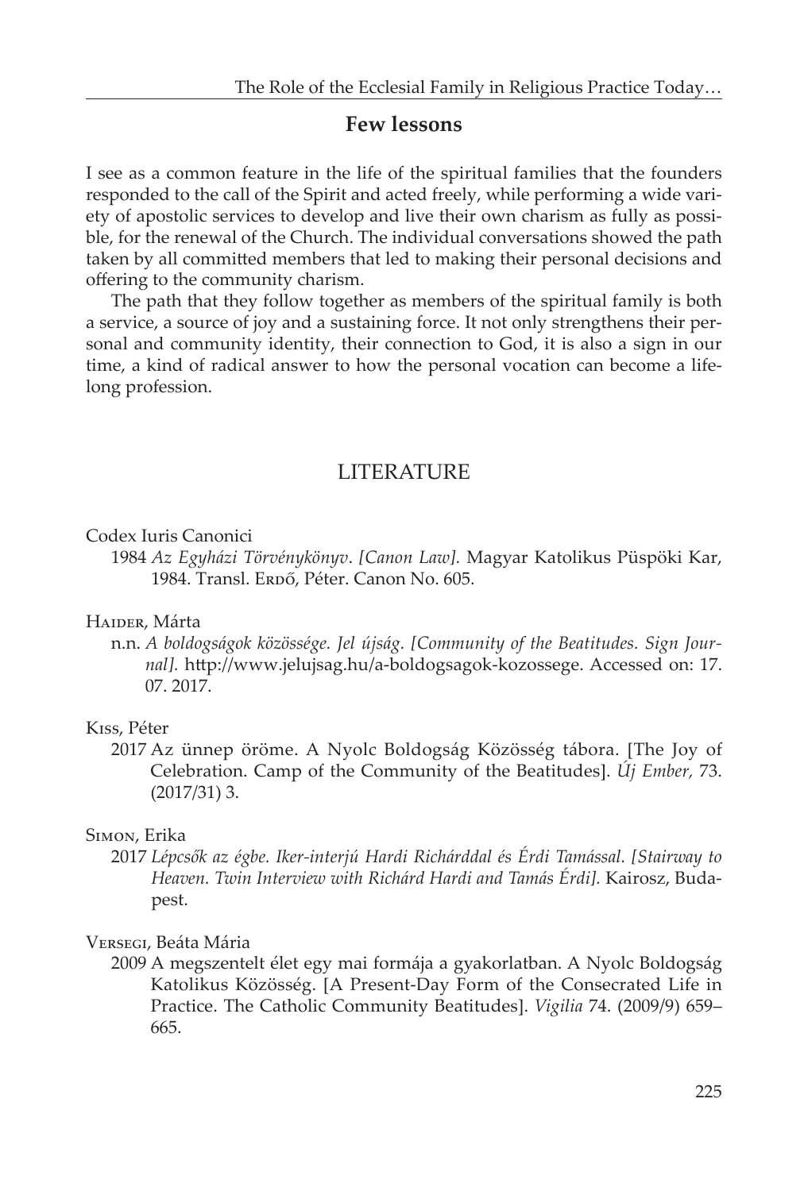## Few lessons

I see as a common feature in the life of the spiritual families that the founders responded to the call of the Spirit and acted freely, while performing a wide variety of apostolic services to develop and live their own charism as fully as possible, for the renewal of the Church. The individual conversations showed the path taken by all committed members that led to making their personal decisions and offering to the community charism.

The path that they follow together as members of the spiritual family is both a service, a source of joy and a sustaining force. It not only strengthens their personal and community identity, their connection to God, it is also a sign in our time, a kind of radical answer to how the personal vocation can become a lifelong profession.

## LITERATURE

Codex Iuris Canonici

1984 *Az Egyházi Törvénykönyv*. *[Canon Law].* Magyar Katolikus Püspöki Kar, 1984. Transl. Erdő, Péter. Canon No. 605.

Haider, Márta

n.n. *A boldogságok közössége. Jel újság. [Community of the Beatitudes. Sign Journal].* http://www.jelujsag.hu/a-boldogsagok-kozossege. Accessed on: 17. 07. 2017.

Kiss, Péter

2017 Az ünnep öröme. A Nyolc Boldogság Közösség tábora. [The Joy of Celebration. Camp of the Community of the Beatitudes]. *Új Ember,* 73. (2017/31) 3.

Simon, Erika

2017 *Lépcsők az égbe. Iker-interjú Hardi Richárddal és Érdi Tamással. [Stairway to Heaven. Twin Interview with Richárd Hardi and Tamás Érdi].* Kairosz, Budapest.

Versegi, Beáta Mária

2009 A megszentelt élet egy mai formája a gyakorlatban. A Nyolc Boldogság Katolikus Közösség. [A Present-Day Form of the Consecrated Life in Practice. The Catholic Community Beatitudes]. *Vigilia* 74. (2009/9) 659–665.